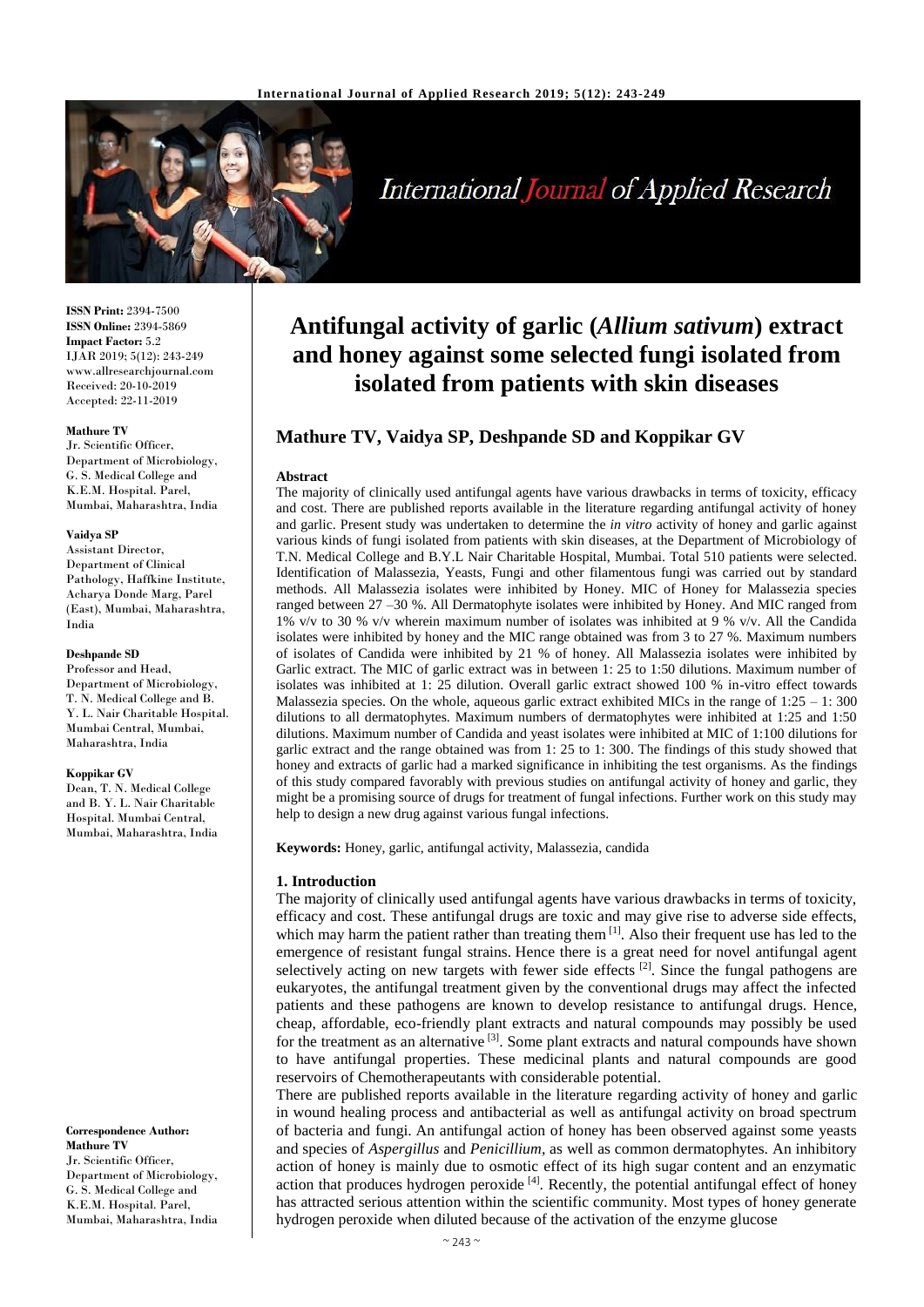**ISSN Print:** 2394-7500
**ISSN Online:** 2394-5869
**Impact Factor:** 5.2
IJAR 2019; 5(12): 243-249
www.allresearchjournal.com
Received: 20-10-2019
Accepted: 22-11-2019

**Mathure TV**
Jr. Scientific Officer, Department of Microbiology, G. S. Medical College and K.E.M. Hospital. Parel, Mumbai, Maharashtra, India

**Vaidya SP**
Assistant Director, Department of Clinical Pathology, Haffkine Institute, Acharya Donde Marg, Parel (East), Mumbai, Maharashtra, India

**Deshpande SD**
Professor and Head, Department of Microbiology, T. N. Medical College and B. Y. L. Nair Charitable Hospital. Mumbai Central, Mumbai, Maharashtra, India

**Koppikar GV**
Dean, T. N. Medical College and B. Y. L. Nair Charitable Hospital. Mumbai Central, Mumbai, Maharashtra, India

**Correspondence Author:**
**Mathure TV**
Jr. Scientific Officer, Department of Microbiology, G. S. Medical College and K.E.M. Hospital. Parel, Mumbai, Maharashtra, India

# Antifungal activity of garlic (*Allium sativum*) extract and honey against some selected fungi isolated from isolated from patients with skin diseases

## Mathure TV, Vaidya SP, Deshpande SD and Koppikar GV

**Abstract**

The majority of clinically used antifungal agents have various drawbacks in terms of toxicity, efficacy and cost. There are published reports available in the literature regarding antifungal activity of honey and garlic. Present study was undertaken to determine the *in vitro* activity of honey and garlic against various kinds of fungi isolated from patients with skin diseases, at the Department of Microbiology of T.N. Medical College and B.Y.L Nair Charitable Hospital, Mumbai. Total 510 patients were selected. Identification of Malassezia, Yeasts, Fungi and other filamentous fungi was carried out by standard methods. All Malassezia isolates were inhibited by Honey. MIC of Honey for Malassezia species ranged between 27 –30 %. All Dermatophyte isolates were inhibited by Honey. And MIC ranged from 1% v/v to 30 % v/v wherein maximum number of isolates was inhibited at 9 % v/v. All the Candida isolates were inhibited by honey and the MIC range obtained was from 3 to 27 %. Maximum numbers of isolates of Candida were inhibited by 21 % of honey. All Malassezia isolates were inhibited by Garlic extract. The MIC of garlic extract was in between 1: 25 to 1:50 dilutions. Maximum number of isolates was inhibited at 1: 25 dilution. Overall garlic extract showed 100 % in-vitro effect towards Malassezia species. On the whole, aqueous garlic extract exhibited MICs in the range of 1:25 – 1: 300 dilutions to all dermatophytes. Maximum numbers of dermatophytes were inhibited at 1:25 and 1:50 dilutions. Maximum number of Candida and yeast isolates were inhibited at MIC of 1:100 dilutions for garlic extract and the range obtained was from 1: 25 to 1: 300. The findings of this study showed that honey and extracts of garlic had a marked significance in inhibiting the test organisms. As the findings of this study compared favorably with previous studies on antifungal activity of honey and garlic, they might be a promising source of drugs for treatment of fungal infections. Further work on this study may help to design a new drug against various fungal infections.

**Keywords:** Honey, garlic, antifungal activity, Malassezia, candida

## 1. Introduction

The majority of clinically used antifungal agents have various drawbacks in terms of toxicity, efficacy and cost. These antifungal drugs are toxic and may give rise to adverse side effects, which may harm the patient rather than treating them [1]. Also their frequent use has led to the emergence of resistant fungal strains. Hence there is a great need for novel antifungal agent selectively acting on new targets with fewer side effects [2]. Since the fungal pathogens are eukaryotes, the antifungal treatment given by the conventional drugs may affect the infected patients and these pathogens are known to develop resistance to antifungal drugs. Hence, cheap, affordable, eco-friendly plant extracts and natural compounds may possibly be used for the treatment as an alternative [3]. Some plant extracts and natural compounds have shown to have antifungal properties. These medicinal plants and natural compounds are good reservoirs of Chemotherapeutants with considerable potential.

There are published reports available in the literature regarding activity of honey and garlic in wound healing process and antibacterial as well as antifungal activity on broad spectrum of bacteria and fungi. An antifungal action of honey has been observed against some yeasts and species of *Aspergillus* and *Penicillium*, as well as common dermatophytes. An inhibitory action of honey is mainly due to osmotic effect of its high sugar content and an enzymatic action that produces hydrogen peroxide [4]. Recently, the potential antifungal effect of honey has attracted serious attention within the scientific community. Most types of honey generate hydrogen peroxide when diluted because of the activation of the enzyme glucose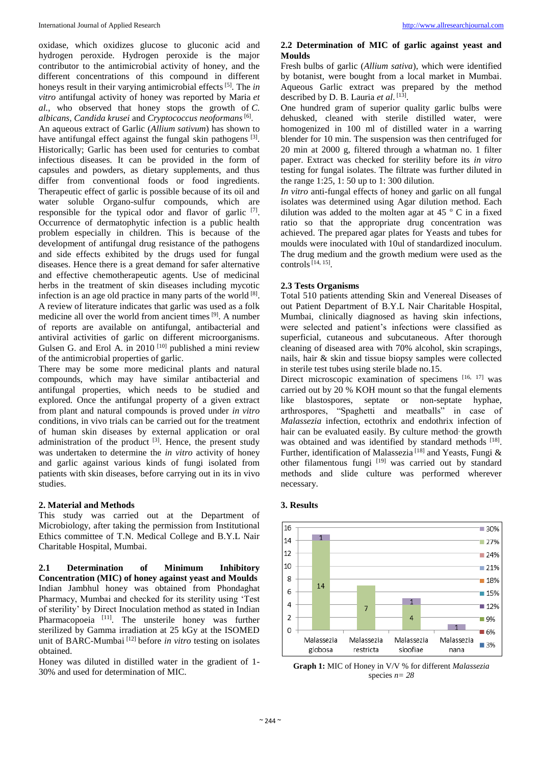oxidase, which oxidizes glucose to gluconic acid and hydrogen peroxide. Hydrogen peroxide is the major contributor to the antimicrobial activity of honey, and the different concentrations of this compound in different honeys result in their varying antimicrobial effects [5]. The *in vitro* antifungal activity of honey was reported by Maria *et al.*, who observed that honey stops the growth of *C. albicans*, *Candida krusei* and *Cryptococcus neoformans* [6].

An aqueous extract of Garlic (*Allium sativum*) has shown to have antifungal effect against the fungal skin pathogens [3]. Historically; Garlic has been used for centuries to combat infectious diseases. It can be provided in the form of capsules and powders, as dietary supplements, and thus differ from conventional foods or food ingredients. Therapeutic effect of garlic is possible because of its oil and water soluble Organo-sulfur compounds, which are responsible for the typical odor and flavor of garlic [7]. Occurrence of dermatophytic infection is a public health problem especially in children. This is because of the development of antifungal drug resistance of the pathogens and side effects exhibited by the drugs used for fungal diseases. Hence there is a great demand for safer alternative and effective chemotherapeutic agents. Use of medicinal herbs in the treatment of skin diseases including mycotic infection is an age old practice in many parts of the world [8]. A review of literature indicates that garlic was used as a folk medicine all over the world from ancient times [9]. A number of reports are available on antifungal, antibacterial and antiviral activities of garlic on different microorganisms. Gulsen G. and Erol A. in 2010 [10] published a mini review of the antimicrobial properties of garlic.

There may be some more medicinal plants and natural compounds, which may have similar antibacterial and antifungal properties, which needs to be studied and explored. Once the antifungal property of a given extract from plant and natural compounds is proved under *in vitro* conditions, in vivo trials can be carried out for the treatment of human skin diseases by external application or oral administration of the product [3]. Hence, the present study was undertaken to determine the *in vitro* activity of honey and garlic against various kinds of fungi isolated from patients with skin diseases, before carrying out in its in vivo studies.

## 2. Material and Methods

This study was carried out at the Department of Microbiology, after taking the permission from Institutional Ethics committee of T.N. Medical College and B.Y.L Nair Charitable Hospital, Mumbai.

### 2.1 Determination of Minimum Inhibitory Concentration (MIC) of honey against yeast and Moulds

Indian Jambhul honey was obtained from Phondaghat Pharmacy, Mumbai and checked for its sterility using 'Test of sterility' by Direct Inoculation method as stated in Indian Pharmacopoeia [11]. The unsterile honey was further sterilized by Gamma irradiation at 25 kGy at the ISOMED unit of BARC-Mumbai [12] before *in vitro* testing on isolates obtained.

Honey was diluted in distilled water in the gradient of 1-30% and used for determination of MIC.

### 2.2 Determination of MIC of garlic against yeast and Moulds

Fresh bulbs of garlic (*Allium sativa*), which were identified by student, were bought from a local market in Mumbai. Aqueous Garlic extract was prepared by the method described by D. B. Lauria *et al.* [13].

One hundred gram of superior quality garlic bulbs were dehusked, cleaned with sterile distilled water, were homogenized in 100 ml of distilled water in a warring blender for 10 min. The suspension was then centrifuged for 20 min at 2000 g, filtered through a whatman no. 1 filter paper. Extract was checked for sterility before its *in vitro* testing for fungal isolates. The filtrate was further diluted in the range 1:25, 1: 50 up to 1: 300 dilution.

*In vitro* anti-fungal effects of honey and garlic on all fungal isolates was determined using Agar dilution method. Each dilution was added to the molten agar at 45 °C in a fixed ratio so that the appropriate drug concentration was achieved. The prepared agar plates for Yeasts and tubes for moulds were inoculated with 10ul of standardized inoculum. The drug medium and the growth medium were used as the controls [14, 15].

### 2.3 Tests Organisms

Total 510 patients attending Skin and Venereal Diseases of out Patient Department of B.Y.L Nair Charitable Hospital, Mumbai, clinically diagnosed as having skin infections, were selected and patient's infections were classified as superficial, cutaneous and subcutaneous. After thorough cleaning of diseased area with 70% alcohol, skin scrapings, nails, hair & skin and tissue biopsy samples were collected in sterile test tubes using sterile blade no.15.

Direct microscopic examination of specimens [16, 17] was carried out by 20 % KOH mount so that the fungal elements like blastospores, septate or non-septate hyphae, arthrospores, "Spaghetti and meatballs" in case of *Malassezia* infection, ectothrix and endothrix infection of hair can be evaluated easily. By culture method the growth was obtained and was identified by standard methods [18]. Further, identification of Malassezia [18] and Yeasts, Fungi & other filamentous fungi [19] was carried out by standard methods and slide culture was performed wherever necessary.

## 3. Results

| | Malassezia globosa | Malassezia restricta | Malassezia sloofiae | Malassezia nana |
|---|---|---|---|---|
| 27% | 14 | 7 | 4 | |
| 30% | 1 | | 1 | 1 |

**Graph 1:** MIC of Honey in V/V % for different *Malassezia* species *n= 28*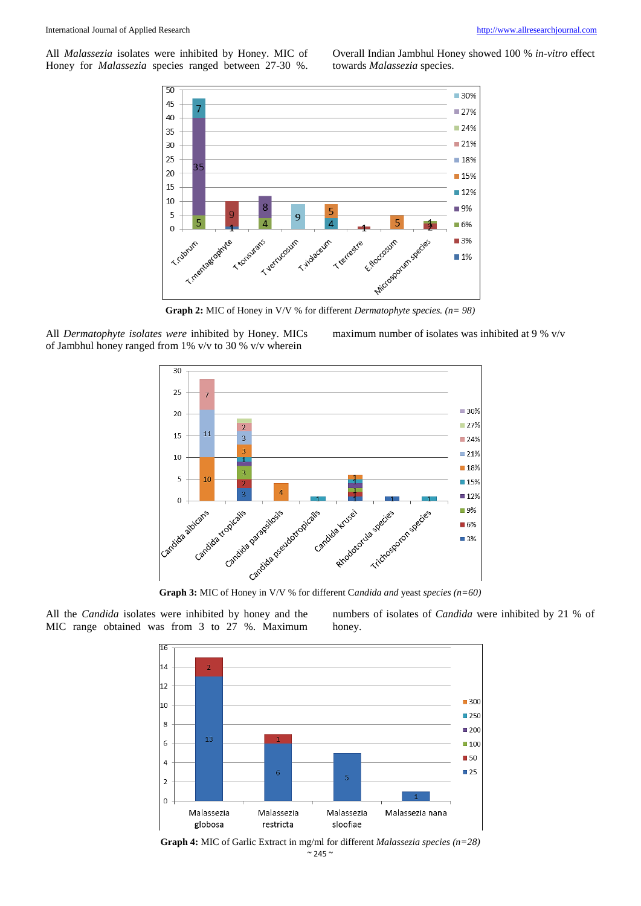All *Malassezia* isolates were inhibited by Honey. MIC of Honey for *Malassezia* species ranged between 27-30 %. Overall Indian Jambhul Honey showed 100 % *in-vitro* effect towards *Malassezia* species.

50
45
40
35
30
25
20
15
10
5
0

7
35
5
9
1
8
4
9
5
4
1
5
1
2

T.rubrum
T.mentagrophyte
T.tonsurans
T.verrucosum
T.violaceum
T.terrestre
E.floccosum
Microsporum species

30%
27%
24%
21%
18%
15%
12%
9%
6%
3%
1%

**Graph 2:** MIC of Honey in V/V % for different *Dermatophyte species. (n= 98)*

All *Dermatophyte isolates were* inhibited by Honey. MICs of Jambhul honey ranged from 1% v/v to 30 % v/v wherein maximum number of isolates was inhibited at 9 % v/v

30
25
20
15
10
5
0

7
11
10
2
3
3
1
3
2
3
4
1
1
1
1
1
1

Candida albicans
Candida tropicalis
Candida parapsilosis
Candida pseudotropicalis
Candida krusei
Rhodotorula species
Trichosporon species

30%
27%
24%
21%
18%
15%
12%
9%
6%
3%

**Graph 3:** MIC of Honey in V/V % for different C*andida and* yeast *species (n=60)*

All the *Candida* isolates were inhibited by honey and the MIC range obtained was from 3 to 27 %. Maximum numbers of isolates of *Candida* were inhibited by 21 % of honey.

16
14
12
10
8
6
4
2
0

2
13
1
6
5
1

Malassezia globosa
Malassezia restricta
Malassezia slooffiae
Malassezia nana

300
250
200
100
50
25

**Graph 4:** MIC of Garlic Extract in mg/ml for different *Malassezia species (n=28)*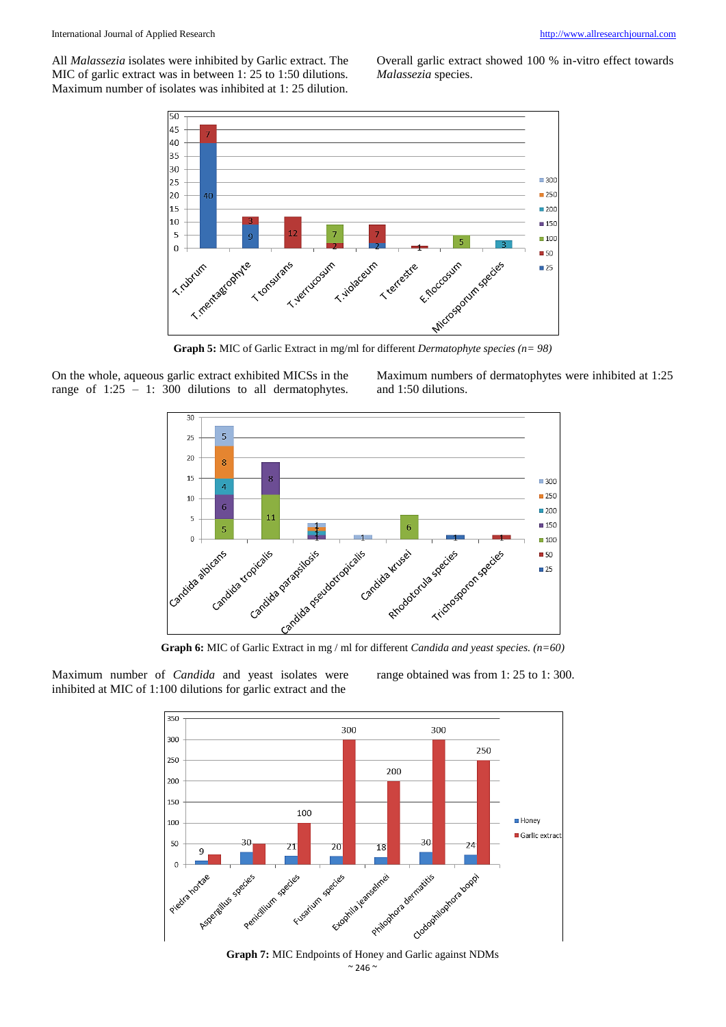All *Malassezia* isolates were inhibited by Garlic extract. The MIC of garlic extract was in between 1: 25 to 1:50 dilutions. Maximum number of isolates was inhibited at 1: 25 dilution. Overall garlic extract showed 100 % in-vitro effect towards *Malassezia* species.

50
45
40
35
30
25
20
15
10
5
0

7
40
3
9
12
7
2
7
2
1
5
3

T.rubrum
T.mentagrophyte
T tonsurans
T.verrucosum
T.violaceum
T terrestre
E.floccosum
Microsporum species

300
250
200
150
100
50
25

**Graph 5:** MIC of Garlic Extract in mg/ml for different *Dermatophyte species (n= 98)*

On the whole, aqueous garlic extract exhibited MICSs in the range of 1:25 – 1: 300 dilutions to all dermatophytes. Maximum numbers of dermatophytes were inhibited at 1:25 and 1:50 dilutions.

30
25
20
15
10
5
0

5
8
4
6
5
8
11
1
1
1
1
1
6
1
1

Candida albicans
Candida tropicalis
Candida parapsilosis
Candida pseudotropicalis
Candida krusei
Rhodotorula species
Trichosporon species

300
250
200
150
100
50
25

**Graph 6:** MIC of Garlic Extract in mg / ml for different *Candida and yeast species. (n=60)*

Maximum number of *Candida* and yeast isolates were inhibited at MIC of 1:100 dilutions for garlic extract and the range obtained was from 1: 25 to 1: 300.

350
300
250
200
150
100
50
0

9
30
21
100
20
300
18
200
30
300
24
250

Piedra hortae
Aspergillus species
Penicillium species
Fusarium species
Exophila jeanselmei
Philophora dermatitis
Clodophilophora boppi

Honey
Garlic extract

**Graph 7:** MIC Endpoints of Honey and Garlic against NDMs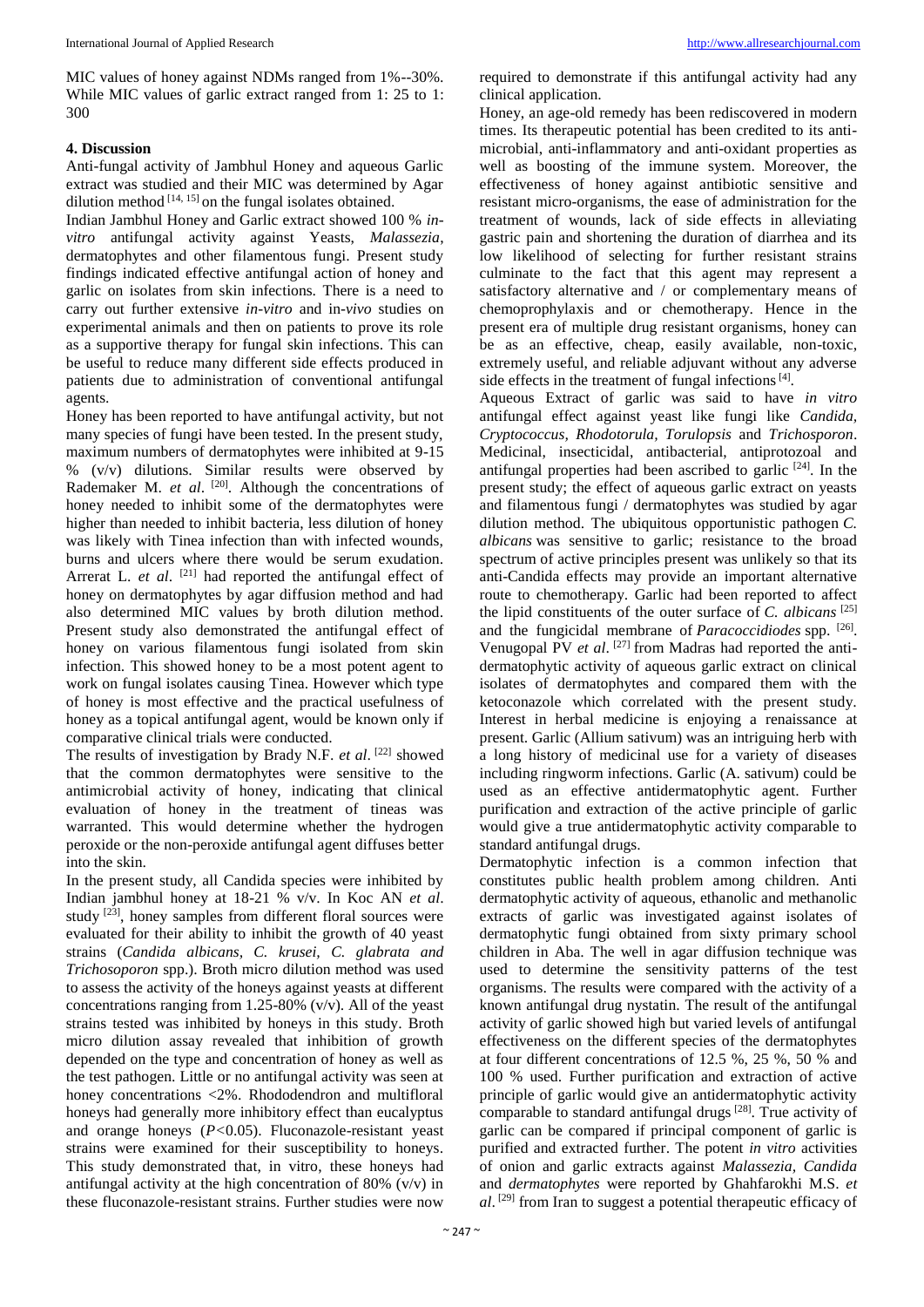MIC values of honey against NDMs ranged from 1%--30%. While MIC values of garlic extract ranged from 1: 25 to 1: 300

## 4. Discussion

Anti-fungal activity of Jambhul Honey and aqueous Garlic extract was studied and their MIC was determined by Agar dilution method [14, 15] on the fungal isolates obtained.

Indian Jambhul Honey and Garlic extract showed 100 % *in-vitro* antifungal activity against Yeasts, *Malassezia*, dermatophytes and other filamentous fungi. Present study findings indicated effective antifungal action of honey and garlic on isolates from skin infections. There is a need to carry out further extensive *in-vitro* and in-*vivo* studies on experimental animals and then on patients to prove its role as a supportive therapy for fungal skin infections. This can be useful to reduce many different side effects produced in patients due to administration of conventional antifungal agents.

Honey has been reported to have antifungal activity, but not many species of fungi have been tested. In the present study, maximum numbers of dermatophytes were inhibited at 9-15 % (v/v) dilutions. Similar results were observed by Rademaker M. *et al*. [20]. Although the concentrations of honey needed to inhibit some of the dermatophytes were higher than needed to inhibit bacteria, less dilution of honey was likely with Tinea infection than with infected wounds, burns and ulcers where there would be serum exudation. Arrerat L. *et al*. [21] had reported the antifungal effect of honey on dermatophytes by agar diffusion method and had also determined MIC values by broth dilution method. Present study also demonstrated the antifungal effect of honey on various filamentous fungi isolated from skin infection. This showed honey to be a most potent agent to work on fungal isolates causing Tinea. However which type of honey is most effective and the practical usefulness of honey as a topical antifungal agent, would be known only if comparative clinical trials were conducted.

The results of investigation by Brady N.F. *et al*. [22] showed that the common dermatophytes were sensitive to the antimicrobial activity of honey, indicating that clinical evaluation of honey in the treatment of tineas was warranted. This would determine whether the hydrogen peroxide or the non-peroxide antifungal agent diffuses better into the skin.

In the present study, all Candida species were inhibited by Indian jambhul honey at 18-21 % v/v. In Koc AN *et al*. study [23], honey samples from different floral sources were evaluated for their ability to inhibit the growth of 40 yeast strains (*Candida albicans, C. krusei, C. glabrata and Trichosoporon* spp.). Broth micro dilution method was used to assess the activity of the honeys against yeasts at different concentrations ranging from 1.25-80% (v/v). All of the yeast strains tested was inhibited by honeys in this study. Broth micro dilution assay revealed that inhibition of growth depended on the type and concentration of honey as well as the test pathogen. Little or no antifungal activity was seen at honey concentrations <2%. Rhododendron and multifloral honeys had generally more inhibitory effect than eucalyptus and orange honeys ($P<0.05$). Fluconazole-resistant yeast strains were examined for their susceptibility to honeys. This study demonstrated that, in vitro, these honeys had antifungal activity at the high concentration of 80% (v/v) in these fluconazole-resistant strains. Further studies were now required to demonstrate if this antifungal activity had any clinical application.

Honey, an age-old remedy has been rediscovered in modern times. Its therapeutic potential has been credited to its anti-microbial, anti-inflammatory and anti-oxidant properties as well as boosting of the immune system. Moreover, the effectiveness of honey against antibiotic sensitive and resistant micro-organisms, the ease of administration for the treatment of wounds, lack of side effects in alleviating gastric pain and shortening the duration of diarrhea and its low likelihood of selecting for further resistant strains culminate to the fact that this agent may represent a satisfactory alternative and / or complementary means of chemoprophylaxis and or chemotherapy. Hence in the present era of multiple drug resistant organisms, honey can be as an effective, cheap, easily available, non-toxic, extremely useful, and reliable adjuvant without any adverse side effects in the treatment of fungal infections [4].

Aqueous Extract of garlic was said to have *in vitro* antifungal effect against yeast like fungi like *Candida, Cryptococcus, Rhodotorula, Torulopsis* and *Trichosporon*. Medicinal, insecticidal, antibacterial, antiprotozoal and antifungal properties had been ascribed to garlic [24]. In the present study; the effect of aqueous garlic extract on yeasts and filamentous fungi / dermatophytes was studied by agar dilution method. The ubiquitous opportunistic pathogen *C. albicans* was sensitive to garlic; resistance to the broad spectrum of active principles present was unlikely so that its anti-Candida effects may provide an important alternative route to chemotherapy. Garlic had been reported to affect the lipid constituents of the outer surface of *C. albicans* [25] and the fungicidal membrane of *Paracoccidiodes* spp. [26]. Venugopal PV *et al*. [27] from Madras had reported the anti-dermatophytic activity of aqueous garlic extract on clinical isolates of dermatophytes and compared them with the ketoconazole which correlated with the present study. Interest in herbal medicine is enjoying a renaissance at present. Garlic (Allium sativum) was an intriguing herb with a long history of medicinal use for a variety of diseases including ringworm infections. Garlic (A. sativum) could be used as an effective antidermatophytic agent. Further purification and extraction of the active principle of garlic would give a true antidermatophytic activity comparable to standard antifungal drugs.

Dermatophytic infection is a common infection that constitutes public health problem among children. Anti dermatophytic activity of aqueous, ethanolic and methanolic extracts of garlic was investigated against isolates of dermatophytic fungi obtained from sixty primary school children in Aba. The well in agar diffusion technique was used to determine the sensitivity patterns of the test organisms. The results were compared with the activity of a known antifungal drug nystatin. The result of the antifungal activity of garlic showed high but varied levels of antifungal effectiveness on the different species of the dermatophytes at four different concentrations of 12.5 %, 25 %, 50 % and 100 % used. Further purification and extraction of active principle of garlic would give an antidermatophytic activity comparable to standard antifungal drugs [28]. True activity of garlic can be compared if principal component of garlic is purified and extracted further. The potent *in vitro* activities of onion and garlic extracts against *Malassezia, Candida* and *dermatophytes* were reported by Ghahfarokhi M.S. *et al*. [29] from Iran to suggest a potential therapeutic efficacy of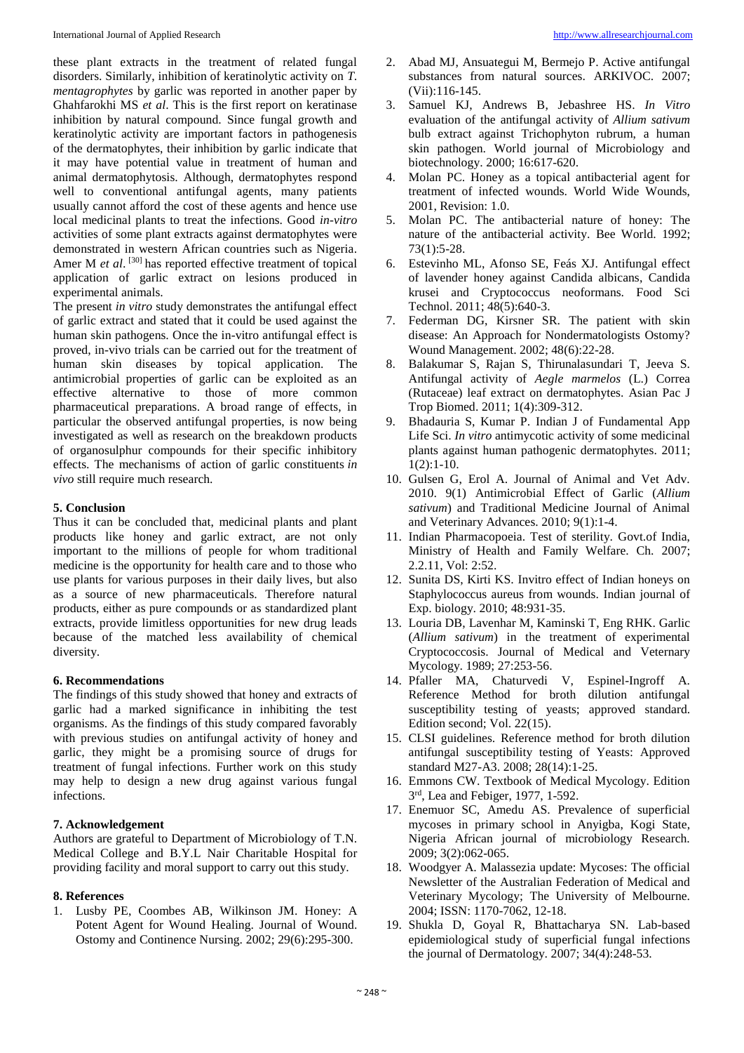these plant extracts in the treatment of related fungal disorders. Similarly, inhibition of keratinolytic activity on *T. mentagrophytes* by garlic was reported in another paper by Ghahfarokhi MS *et al*. This is the first report on keratinase inhibition by natural compound. Since fungal growth and keratinolytic activity are important factors in pathogenesis of the dermatophytes, their inhibition by garlic indicate that it may have potential value in treatment of human and animal dermatophytosis. Although, dermatophytes respond well to conventional antifungal agents, many patients usually cannot afford the cost of these agents and hence use local medicinal plants to treat the infections. Good *in-vitro* activities of some plant extracts against dermatophytes were demonstrated in western African countries such as Nigeria. Amer M *et al*. [30] has reported effective treatment of topical application of garlic extract on lesions produced in experimental animals.

The present *in vitro* study demonstrates the antifungal effect of garlic extract and stated that it could be used against the human skin pathogens. Once the in-vitro antifungal effect is proved, in-vivo trials can be carried out for the treatment of human skin diseases by topical application. The antimicrobial properties of garlic can be exploited as an effective alternative to those of more common pharmaceutical preparations. A broad range of effects, in particular the observed antifungal properties, is now being investigated as well as research on the breakdown products of organosulphur compounds for their specific inhibitory effects. The mechanisms of action of garlic constituents *in vivo* still require much research.

## 5. Conclusion

Thus it can be concluded that, medicinal plants and plant products like honey and garlic extract, are not only important to the millions of people for whom traditional medicine is the opportunity for health care and to those who use plants for various purposes in their daily lives, but also as a source of new pharmaceuticals. Therefore natural products, either as pure compounds or as standardized plant extracts, provide limitless opportunities for new drug leads because of the matched less availability of chemical diversity.

## 6. Recommendations

The findings of this study showed that honey and extracts of garlic had a marked significance in inhibiting the test organisms. As the findings of this study compared favorably with previous studies on antifungal activity of honey and garlic, they might be a promising source of drugs for treatment of fungal infections. Further work on this study may help to design a new drug against various fungal infections.

## 7. Acknowledgement

Authors are grateful to Department of Microbiology of T.N. Medical College and B.Y.L Nair Charitable Hospital for providing facility and moral support to carry out this study.

## 8. References

1. Lusby PE, Coombes AB, Wilkinson JM. Honey: A Potent Agent for Wound Healing. Journal of Wound. Ostomy and Continence Nursing. 2002; 29(6):295-300.
2. Abad MJ, Ansuategui M, Bermejo P. Active antifungal substances from natural sources. ARKIVOC. 2007; (Vii):116-145.
3. Samuel KJ, Andrews B, Jebashree HS. *In Vitro* evaluation of the antifungal activity of *Allium sativum* bulb extract against Trichophyton rubrum, a human skin pathogen. World journal of Microbiology and biotechnology. 2000; 16:617-620.
4. Molan PC. Honey as a topical antibacterial agent for treatment of infected wounds. World Wide Wounds, 2001, Revision: 1.0.
5. Molan PC. The antibacterial nature of honey: The nature of the antibacterial activity. Bee World. 1992; 73(1):5-28.
6. Estevinho ML, Afonso SE, Feás XJ. Antifungal effect of lavender honey against Candida albicans, Candida krusei and Cryptococcus neoformans. Food Sci Technol. 2011; 48(5):640-3.
7. Federman DG, Kirsner SR. The patient with skin disease: An Approach for Nondermatologists Ostomy? Wound Management. 2002; 48(6):22-28.
8. Balakumar S, Rajan S, Thirunalasundari T, Jeeva S. Antifungal activity of *Aegle marmelos* (L.) Correa (Rutaceae) leaf extract on dermatophytes. Asian Pac J Trop Biomed. 2011; 1(4):309-312.
9. Bhadauria S, Kumar P. Indian J of Fundamental App Life Sci. *In vitro* antimycotic activity of some medicinal plants against human pathogenic dermatophytes. 2011; 1(2):1-10.
10. Gulsen G, Erol A. Journal of Animal and Vet Adv. 2010. 9(1) Antimicrobial Effect of Garlic (*Allium sativum*) and Traditional Medicine Journal of Animal and Veterinary Advances. 2010; 9(1):1-4.
11. Indian Pharmacopoeia. Test of sterility. Govt.of India, Ministry of Health and Family Welfare. Ch. 2007; 2.2.11, Vol: 2:52.
12. Sunita DS, Kirti KS. Invitro effect of Indian honeys on Staphylococus aureus from wounds. Indian journal of Exp. biology. 2010; 48:931-35.
13. Louria DB, Lavenhar M, Kaminski T, Eng RHK. Garlic (*Allium sativum*) in the treatment of experimental Cryptococcosis. Journal of Medical and Veterinary Mycology. 1989; 27:253-56.
14. Pfaller MA, Chaturvedi V, Espinel-Ingroff A. Reference Method for broth dilution antifungal susceptibility testing of yeasts; approved standard. Edition second; Vol. 22(15).
15. CLSI guidelines. Reference method for broth dilution antifungal susceptibility testing of Yeasts: Approved standard M27-A3. 2008; 28(14):1-25.
16. Emmons CW. Textbook of Medical Mycology. Edition 3rd, Lea and Febiger, 1977, 1-592.
17. Enemuor SC, Amedu AS. Prevalence of superficial mycoses in primary school in Anyigba, Kogi State, Nigeria African journal of microbiology Research. 2009; 3(2):062-065.
18. Woodgyer A. Malassezia update: Mycoses: The official Newsletter of the Australian Federation of Medical and Veterinary Mycology; The University of Melbourne. 2004; ISSN: 1170-7062, 12-18.
19. Shukla D, Goyal R, Bhattacharya SN. Lab-based epidemiological study of superficial fungal infections the journal of Dermatology. 2007; 34(4):248-53.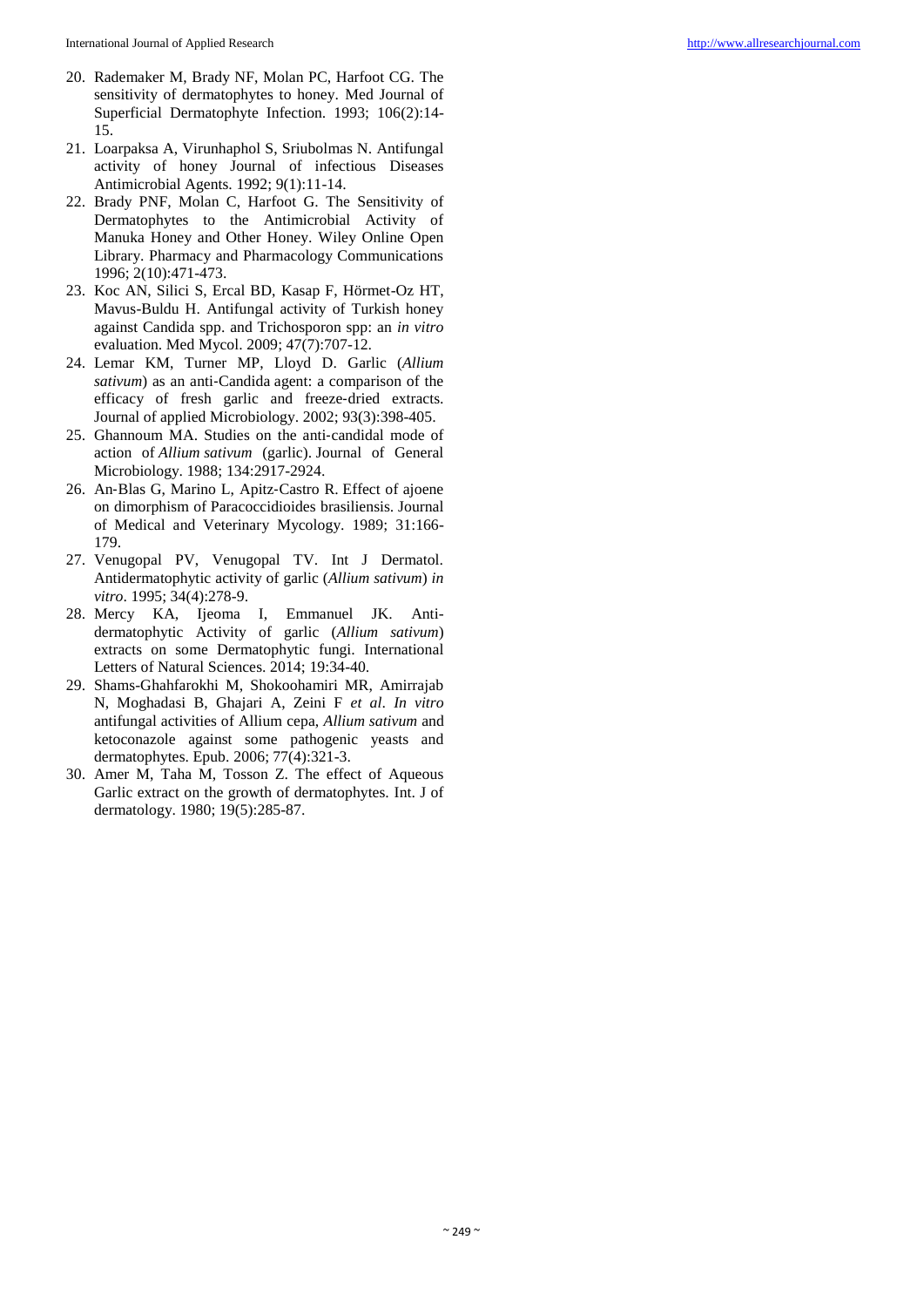20. Rademaker M, Brady NF, Molan PC, Harfoot CG. The sensitivity of dermatophytes to honey. Med Journal of Superficial Dermatophyte Infection. 1993; 106(2):14-15.
21. Loarpaksa A, Virunhaphol S, Sriubolmas N. Antifungal activity of honey Journal of infectious Diseases Antimicrobial Agents. 1992; 9(1):11-14.
22. Brady PNF, Molan C, Harfoot G. The Sensitivity of Dermatophytes to the Antimicrobial Activity of Manuka Honey and Other Honey. Wiley Online Open Library. Pharmacy and Pharmacology Communications 1996; 2(10):471-473.
23. Koc AN, Silici S, Ercal BD, Kasap F, Hörmet-Oz HT, Mavus-Buldu H. Antifungal activity of Turkish honey against Candida spp. and Trichosporon spp: an *in vitro* evaluation. Med Mycol. 2009; 47(7):707-12.
24. Lemar KM, Turner MP, Lloyd D. Garlic (*Allium sativum*) as an anti-Candida agent: a comparison of the efficacy of fresh garlic and freeze-dried extracts. Journal of applied Microbiology. 2002; 93(3):398-405.
25. Ghannoum MA. Studies on the anti-candidal mode of action of *Allium sativum* (garlic). Journal of General Microbiology. 1988; 134:2917-2924.
26. An-Blas G, Marino L, Apitz-Castro R. Effect of ajoene on dimorphism of Paracoccidioides brasiliensis. Journal of Medical and Veterinary Mycology. 1989; 31:166-179.
27. Venugopal PV, Venugopal TV. Int J Dermatol. Antidermatophytic activity of garlic (*Allium sativum*) *in vitro*. 1995; 34(4):278-9.
28. Mercy KA, Ijeoma I, Emmanuel JK. Anti-dermatophytic Activity of garlic (*Allium sativum*) extracts on some Dermatophytic fungi. International Letters of Natural Sciences. 2014; 19:34-40.
29. Shams-Ghahfarokhi M, Shokoohamiri MR, Amirrajab N, Moghadasi B, Ghajari A, Zeini F *et al*. *In vitro* antifungal activities of Allium cepa, *Allium sativum* and ketoconazole against some pathogenic yeasts and dermatophytes. Epub. 2006; 77(4):321-3.
30. Amer M, Taha M, Tosson Z. The effect of Aqueous Garlic extract on the growth of dermatophytes. Int. J of dermatology. 1980; 19(5):285-87.